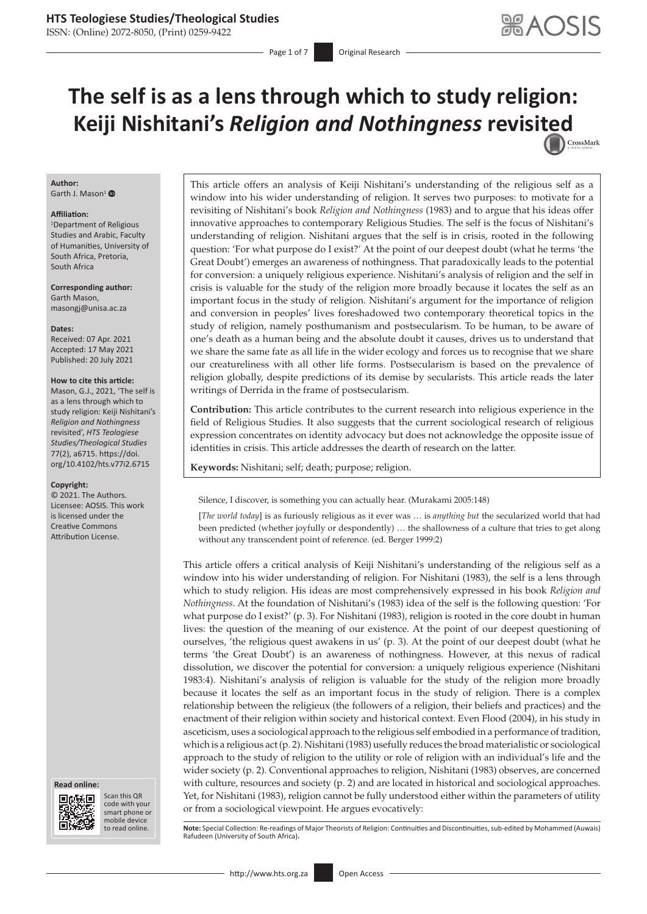# The self is as a lens through which to study religion: Keiji Nishitani's *Religion and Nothingness* revisited

**Author:**
Garth J. Mason[1]

**Affiliation:**
[1]Department of Religious Studies and Arabic, Faculty of Humanities, University of South Africa, Pretoria, South Africa

**Corresponding author:**
Garth Mason,
masongj@unisa.ac.za

**Dates:**
Received: 07 Apr. 2021
Accepted: 17 May 2021
Published: 20 July 2021

**How to cite this article:**
Mason, G.J., 2021, 'The self is as a lens through which to study religion: Keiji Nishitani's *Religion and Nothingness* revisited', *HTS Teologiese Studies/Theological Studies* 77(2), a6715. https://doi.org/10.4102/hts.v77i2.6715

**Copyright:**
© 2021. The Authors. Licensee: AOSIS. This work is licensed under the Creative Commons Attribution License.

This article offers an analysis of Keiji Nishitani's understanding of the religious self as a window into his wider understanding of religion. It serves two purposes: to motivate for a revisiting of Nishitani's book *Religion and Nothingness* (1983) and to argue that his ideas offer innovative approaches to contemporary Religious Studies. The self is the focus of Nishitani's understanding of religion. Nishitani argues that the self is in crisis, rooted in the following question: 'For what purpose do I exist?' At the point of our deepest doubt (what he terms 'the Great Doubt') emerges an awareness of nothingness. That paradoxically leads to the potential for conversion: a uniquely religious experience. Nishitani's analysis of religion and the self in crisis is valuable for the study of the religion more broadly because it locates the self as an important focus in the study of religion. Nishitani's argument for the importance of religion and conversion in peoples' lives foreshadowed two contemporary theoretical topics in the study of religion, namely posthumanism and postsecularism. To be human, to be aware of one's death as a human being and the absolute doubt it causes, drives us to understand that we share the same fate as all life in the wider ecology and forces us to recognise that we share our creatureliness with all other life forms. Postsecularism is based on the prevalence of religion globally, despite predictions of its demise by secularists. This article reads the later writings of Derrida in the frame of postsecularism.

**Contribution:** This article contributes to the current research into religious experience in the field of Religious Studies. It also suggests that the current sociological research of religious expression concentrates on identity advocacy but does not acknowledge the opposite issue of identities in crisis. This article addresses the dearth of research on the latter.

**Keywords:** Nishitani; self; death; purpose; religion.

Silence, I discover, is something you can actually hear. (Murakami 2005:148)

[*The world today*] is as furiously religious as it ever was … is *anything but* the secularized world that had been predicted (whether joyfully or despondently) … the shallowness of a culture that tries to get along without any transcendent point of reference. (ed. Berger 1999:2)

This article offers a critical analysis of Keiji Nishitani's understanding of the religious self as a window into his wider understanding of religion. For Nishitani (1983), the self is a lens through which to study religion. His ideas are most comprehensively expressed in his book *Religion and Nothingness*. At the foundation of Nishitani's (1983) idea of the self is the following question: 'For what purpose do I exist?' (p. 3). For Nishitani (1983), religion is rooted in the core doubt in human lives: the question of the meaning of our existence. At the point of our deepest questioning of ourselves, 'the religious quest awakens in us' (p. 3). At the point of our deepest doubt (what he terms 'the Great Doubt') is an awareness of nothingness. However, at this nexus of radical dissolution, we discover the potential for conversion: a uniquely religious experience (Nishitani 1983:4). Nishitani's analysis of religion is valuable for the study of the religion more broadly because it locates the self as an important focus in the study of religion. There is a complex relationship between the religieux (the followers of a religion, their beliefs and practices) and the enactment of their religion within society and historical context. Even Flood (2004), in his study in asceticism, uses a sociological approach to the religious self embodied in a performance of tradition, which is a religious act (p. 2). Nishitani (1983) usefully reduces the broad materialistic or sociological approach to the study of religion to the utility or role of religion with an individual's life and the wider society (p. 2). Conventional approaches to religion, Nishitani (1983) observes, are concerned with culture, resources and society (p. 2) and are located in historical and sociological approaches. Yet, for Nishitani (1983), religion cannot be fully understood either within the parameters of utility or from a sociological viewpoint. He argues evocatively:

**Note:** Special Collection: Re-readings of Major Theorists of Religion: Continuities and Discontinuities, sub-edited by Mohammed (Auwais) Rafudeen (University of South Africa).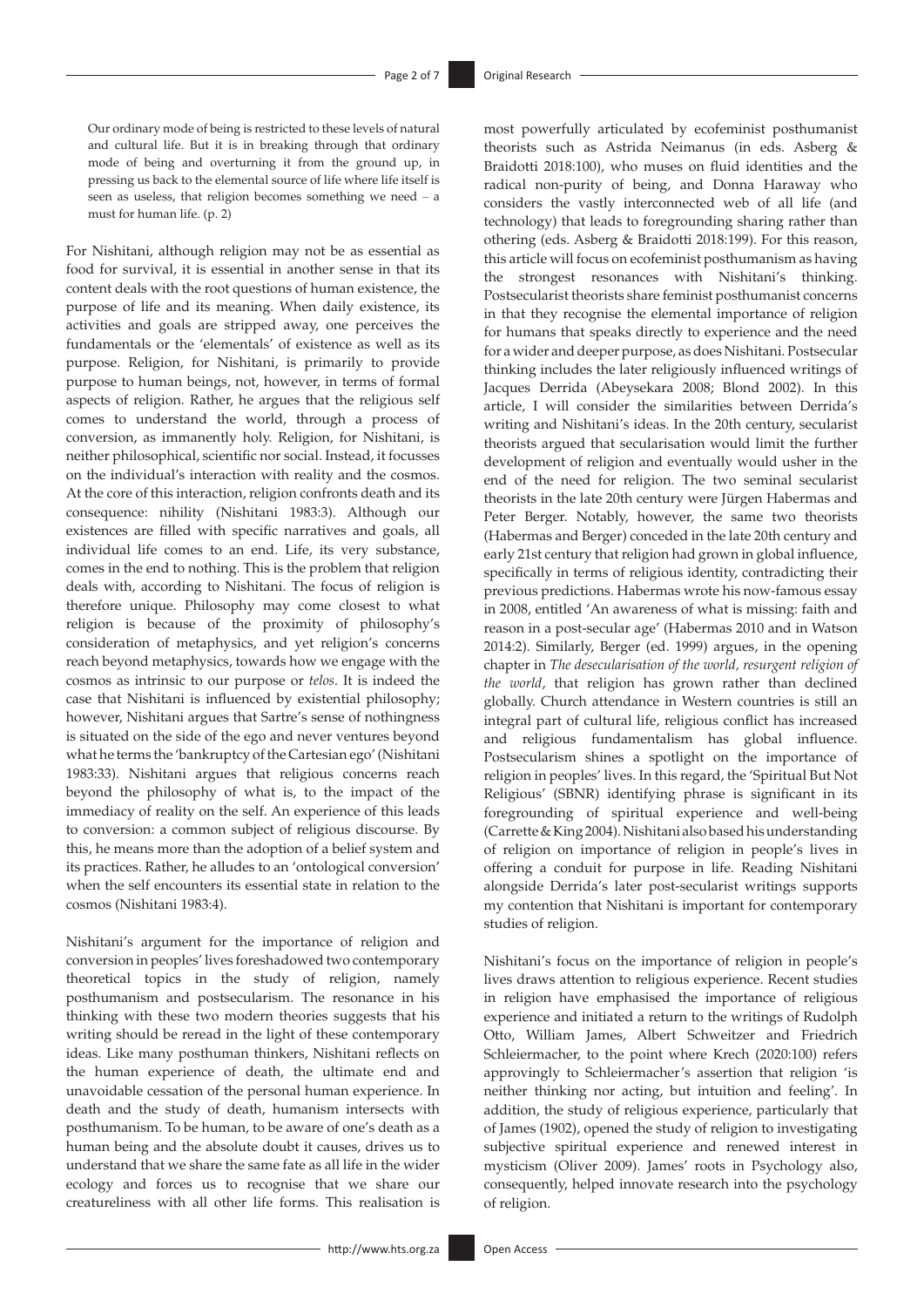> Our ordinary mode of being is restricted to these levels of natural and cultural life. But it is in breaking through that ordinary mode of being and overturning it from the ground up, in pressing us back to the elemental source of life where life itself is seen as useless, that religion becomes something we need – a must for human life. (p. 2)

For Nishitani, although religion may not be as essential as food for survival, it is essential in another sense in that its content deals with the root questions of human existence, the purpose of life and its meaning. When daily existence, its activities and goals are stripped away, one perceives the fundamentals or the 'elementals' of existence as well as its purpose. Religion, for Nishitani, is primarily to provide purpose to human beings, not, however, in terms of formal aspects of religion. Rather, he argues that the religious self comes to understand the world, through a process of conversion, as immanently holy. Religion, for Nishitani, is neither philosophical, scientific nor social. Instead, it focusses on the individual's interaction with reality and the cosmos. At the core of this interaction, religion confronts death and its consequence: nihility (Nishitani 1983:3). Although our existences are filled with specific narratives and goals, all individual life comes to an end. Life, its very substance, comes in the end to nothing. This is the problem that religion deals with, according to Nishitani. The focus of religion is therefore unique. Philosophy may come closest to what religion is because of the proximity of philosophy's consideration of metaphysics, and yet religion's concerns reach beyond metaphysics, towards how we engage with the cosmos as intrinsic to our purpose or *telos*. It is indeed the case that Nishitani is influenced by existential philosophy; however, Nishitani argues that Sartre's sense of nothingness is situated on the side of the ego and never ventures beyond what he terms the 'bankruptcy of the Cartesian ego' (Nishitani 1983:33). Nishitani argues that religious concerns reach beyond the philosophy of what is, to the impact of the immediacy of reality on the self. An experience of this leads to conversion: a common subject of religious discourse. By this, he means more than the adoption of a belief system and its practices. Rather, he alludes to an 'ontological conversion' when the self encounters its essential state in relation to the cosmos (Nishitani 1983:4).

Nishitani's argument for the importance of religion and conversion in peoples' lives foreshadowed two contemporary theoretical topics in the study of religion, namely posthumanism and postsecularism. The resonance in his thinking with these two modern theories suggests that his writing should be reread in the light of these contemporary ideas. Like many posthuman thinkers, Nishitani reflects on the human experience of death, the ultimate end and unavoidable cessation of the personal human experience. In death and the study of death, humanism intersects with posthumanism. To be human, to be aware of one's death as a human being and the absolute doubt it causes, drives us to understand that we share the same fate as all life in the wider ecology and forces us to recognise that we share our creatureliness with all other life forms. This realisation is most powerfully articulated by ecofeminist posthumanist theorists such as Astrida Neimanus (in eds. Asberg & Braidotti 2018:100), who muses on fluid identities and the radical non-purity of being, and Donna Haraway who considers the vastly interconnected web of all life (and technology) that leads to foregrounding sharing rather than othering (eds. Asberg & Braidotti 2018:199). For this reason, this article will focus on ecofeminist posthumanism as having the strongest resonances with Nishitani's thinking. Postsecularist theorists share feminist posthumanist concerns in that they recognise the elemental importance of religion for humans that speaks directly to experience and the need for a wider and deeper purpose, as does Nishitani. Postsecular thinking includes the later religiously influenced writings of Jacques Derrida (Abeysekara 2008; Blond 2002). In this article, I will consider the similarities between Derrida's writing and Nishitani's ideas. In the 20th century, secularist theorists argued that secularisation would limit the further development of religion and eventually would usher in the end of the need for religion. The two seminal secularist theorists in the late 20th century were Jürgen Habermas and Peter Berger. Notably, however, the same two theorists (Habermas and Berger) conceded in the late 20th century and early 21st century that religion had grown in global influence, specifically in terms of religious identity, contradicting their previous predictions. Habermas wrote his now-famous essay in 2008, entitled 'An awareness of what is missing: faith and reason in a post-secular age' (Habermas 2010 and in Watson 2014:2). Similarly, Berger (ed. 1999) argues, in the opening chapter in *The desecularisation of the world, resurgent religion of the world*, that religion has grown rather than declined globally. Church attendance in Western countries is still an integral part of cultural life, religious conflict has increased and religious fundamentalism has global influence. Postsecularism shines a spotlight on the importance of religion in peoples' lives. In this regard, the 'Spiritual But Not Religious' (SBNR) identifying phrase is significant in its foregrounding of spiritual experience and well-being (Carrette & King 2004). Nishitani also based his understanding of religion on importance of religion in people's lives in offering a conduit for purpose in life. Reading Nishitani alongside Derrida's later post-secularist writings supports my contention that Nishitani is important for contemporary studies of religion.

Nishitani's focus on the importance of religion in people's lives draws attention to religious experience. Recent studies in religion have emphasised the importance of religious experience and initiated a return to the writings of Rudolph Otto, William James, Albert Schweitzer and Friedrich Schleiermacher, to the point where Krech (2020:100) refers approvingly to Schleiermacher's assertion that religion 'is neither thinking nor acting, but intuition and feeling'. In addition, the study of religious experience, particularly that of James (1902), opened the study of religion to investigating subjective spiritual experience and renewed interest in mysticism (Oliver 2009). James' roots in Psychology also, consequently, helped innovate research into the psychology of religion.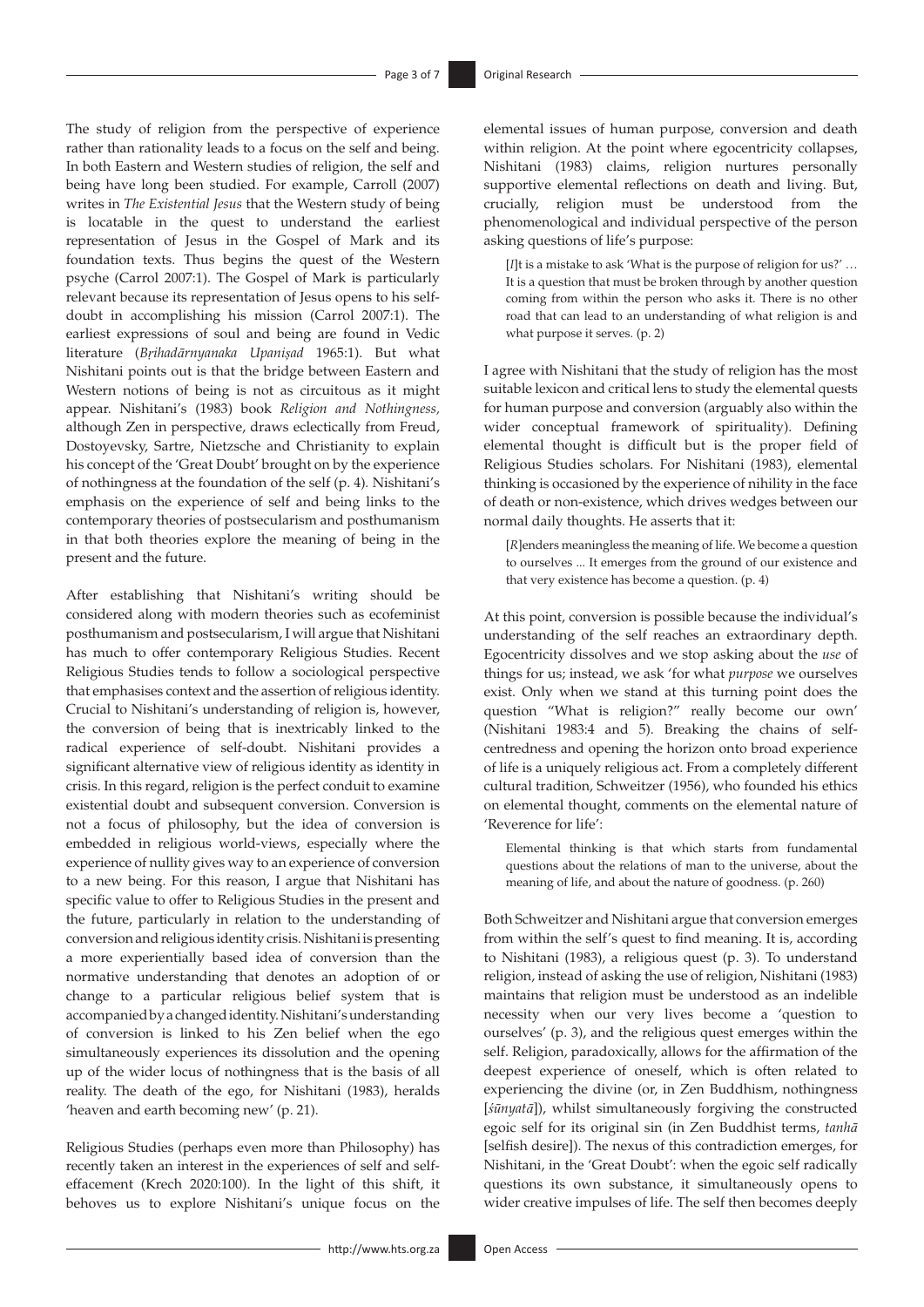The study of religion from the perspective of experience rather than rationality leads to a focus on the self and being. In both Eastern and Western studies of religion, the self and being have long been studied. For example, Carroll (2007) writes in *The Existential Jesus* that the Western study of being is locatable in the quest to understand the earliest representation of Jesus in the Gospel of Mark and its foundation texts. Thus begins the quest of the Western psyche (Carrol 2007:1). The Gospel of Mark is particularly relevant because its representation of Jesus opens to his self-doubt in accomplishing his mission (Carrol 2007:1). The earliest expressions of soul and being are found in Vedic literature (*Bṛihadārnyanaka Upaniṣad* 1965:1). But what Nishitani points out is that the bridge between Eastern and Western notions of being is not as circuitous as it might appear. Nishitani's (1983) book *Religion and Nothingness,* although Zen in perspective, draws eclectically from Freud, Dostoyevsky, Sartre, Nietzsche and Christianity to explain his concept of the 'Great Doubt' brought on by the experience of nothingness at the foundation of the self (p. 4). Nishitani's emphasis on the experience of self and being links to the contemporary theories of postsecularism and posthumanism in that both theories explore the meaning of being in the present and the future.

After establishing that Nishitani's writing should be considered along with modern theories such as ecofeminist posthumanism and postsecularism, I will argue that Nishitani has much to offer contemporary Religious Studies. Recent Religious Studies tends to follow a sociological perspective that emphasises context and the assertion of religious identity. Crucial to Nishitani's understanding of religion is, however, the conversion of being that is inextricably linked to the radical experience of self-doubt. Nishitani provides a significant alternative view of religious identity as identity in crisis. In this regard, religion is the perfect conduit to examine existential doubt and subsequent conversion. Conversion is not a focus of philosophy, but the idea of conversion is embedded in religious world-views, especially where the experience of nullity gives way to an experience of conversion to a new being. For this reason, I argue that Nishitani has specific value to offer to Religious Studies in the present and the future, particularly in relation to the understanding of conversion and religious identity crisis. Nishitani is presenting a more experientially based idea of conversion than the normative understanding that denotes an adoption of or change to a particular religious belief system that is accompanied by a changed identity. Nishitani's understanding of conversion is linked to his Zen belief when the ego simultaneously experiences its dissolution and the opening up of the wider locus of nothingness that is the basis of all reality. The death of the ego, for Nishitani (1983), heralds 'heaven and earth becoming new' (p. 21).

Religious Studies (perhaps even more than Philosophy) has recently taken an interest in the experiences of self and self-effacement (Krech 2020:100). In the light of this shift, it behoves us to explore Nishitani's unique focus on the elemental issues of human purpose, conversion and death within religion. At the point where egocentricity collapses, Nishitani (1983) claims, religion nurtures personally supportive elemental reflections on death and living. But, crucially, religion must be understood from the phenomenological and individual perspective of the person asking questions of life's purpose:

> [*I*]t is a mistake to ask 'What is the purpose of religion for us?' … It is a question that must be broken through by another question coming from within the person who asks it. There is no other road that can lead to an understanding of what religion is and what purpose it serves. (p. 2)

I agree with Nishitani that the study of religion has the most suitable lexicon and critical lens to study the elemental quests for human purpose and conversion (arguably also within the wider conceptual framework of spirituality). Defining elemental thought is difficult but is the proper field of Religious Studies scholars. For Nishitani (1983), elemental thinking is occasioned by the experience of nihility in the face of death or non-existence, which drives wedges between our normal daily thoughts. He asserts that it:

> [*R*]enders meaningless the meaning of life. We become a question to ourselves ... It emerges from the ground of our existence and that very existence has become a question. (p. 4)

At this point, conversion is possible because the individual's understanding of the self reaches an extraordinary depth. Egocentricity dissolves and we stop asking about the *use* of things for us; instead, we ask 'for what *purpose* we ourselves exist. Only when we stand at this turning point does the question "What is religion?" really become our own' (Nishitani 1983:4 and 5). Breaking the chains of self-centredness and opening the horizon onto broad experience of life is a uniquely religious act. From a completely different cultural tradition, Schweitzer (1956), who founded his ethics on elemental thought, comments on the elemental nature of 'Reverence for life':

> Elemental thinking is that which starts from fundamental questions about the relations of man to the universe, about the meaning of life, and about the nature of goodness. (p. 260)

Both Schweitzer and Nishitani argue that conversion emerges from within the self's quest to find meaning. It is, according to Nishitani (1983), a religious quest (p. 3). To understand religion, instead of asking the use of religion, Nishitani (1983) maintains that religion must be understood as an indelible necessity when our very lives become a 'question to ourselves' (p. 3), and the religious quest emerges within the self. Religion, paradoxically, allows for the affirmation of the deepest experience of oneself, which is often related to experiencing the divine (or, in Zen Buddhism, nothingness [*śūnyatā*]), whilst simultaneously forgiving the constructed egoic self for its original sin (in Zen Buddhist terms, *tanhā* [selfish desire]). The nexus of this contradiction emerges, for Nishitani, in the 'Great Doubt': when the egoic self radically questions its own substance, it simultaneously opens to wider creative impulses of life. The self then becomes deeply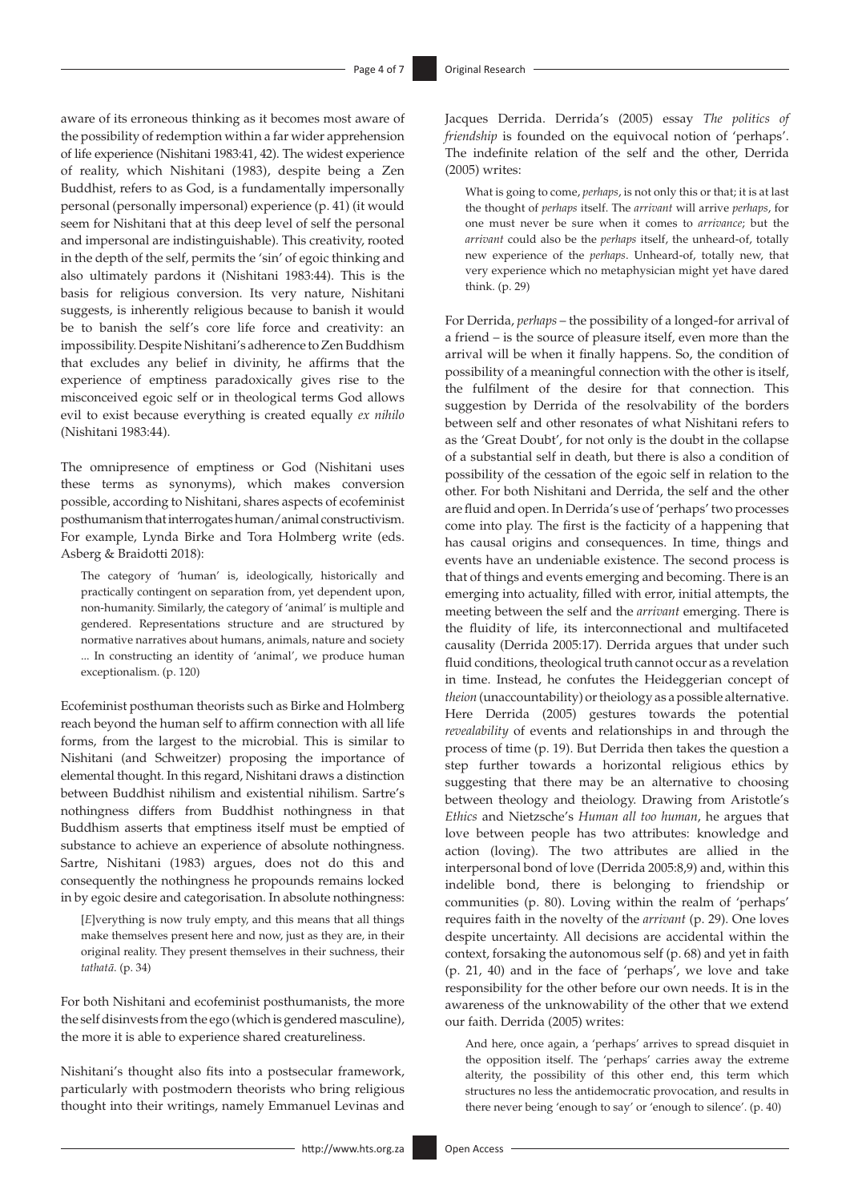aware of its erroneous thinking as it becomes most aware of the possibility of redemption within a far wider apprehension of life experience (Nishitani 1983:41, 42). The widest experience of reality, which Nishitani (1983), despite being a Zen Buddhist, refers to as God, is a fundamentally impersonally personal (personally impersonal) experience (p. 41) (it would seem for Nishitani that at this deep level of self the personal and impersonal are indistinguishable). This creativity, rooted in the depth of the self, permits the 'sin' of egoic thinking and also ultimately pardons it (Nishitani 1983:44). This is the basis for religious conversion. Its very nature, Nishitani suggests, is inherently religious because to banish it would be to banish the self's core life force and creativity: an impossibility. Despite Nishitani's adherence to Zen Buddhism that excludes any belief in divinity, he affirms that the experience of emptiness paradoxically gives rise to the misconceived egoic self or in theological terms God allows evil to exist because everything is created equally *ex nihilo* (Nishitani 1983:44).

The omnipresence of emptiness or God (Nishitani uses these terms as synonyms), which makes conversion possible, according to Nishitani, shares aspects of ecofeminist posthumanism that interrogates human/animal constructivism. For example, Lynda Birke and Tora Holmberg write (eds. Asberg & Braidotti 2018):

> The category of 'human' is, ideologically, historically and practically contingent on separation from, yet dependent upon, non-humanity. Similarly, the category of 'animal' is multiple and gendered. Representations structure and are structured by normative narratives about humans, animals, nature and society ... In constructing an identity of 'animal', we produce human exceptionalism. (p. 120)

Ecofeminist posthuman theorists such as Birke and Holmberg reach beyond the human self to affirm connection with all life forms, from the largest to the microbial. This is similar to Nishitani (and Schweitzer) proposing the importance of elemental thought. In this regard, Nishitani draws a distinction between Buddhist nihilism and existential nihilism. Sartre's nothingness differs from Buddhist nothingness in that Buddhism asserts that emptiness itself must be emptied of substance to achieve an experience of absolute nothingness. Sartre, Nishitani (1983) argues, does not do this and consequently the nothingness he propounds remains locked in by egoic desire and categorisation. In absolute nothingness:

> [*E*]verything is now truly empty, and this means that all things make themselves present here and now, just as they are, in their original reality. They present themselves in their suchness, their *tathatā*. (p. 34)

For both Nishitani and ecofeminist posthumanists, the more the self disinvests from the ego (which is gendered masculine), the more it is able to experience shared creatureliness.

Nishitani's thought also fits into a postsecular framework, particularly with postmodern theorists who bring religious thought into their writings, namely Emmanuel Levinas and Jacques Derrida. Derrida's (2005) essay *The politics of friendship* is founded on the equivocal notion of 'perhaps'. The indefinite relation of the self and the other, Derrida (2005) writes:

> What is going to come, *perhaps*, is not only this or that; it is at last the thought of *perhaps* itself. The *arrivant* will arrive *perhaps*, for one must never be sure when it comes to *arrivance*; but the *arrivant* could also be the *perhaps* itself, the unheard-of, totally new experience of the *perhaps*. Unheard-of, totally new, that very experience which no metaphysician might yet have dared think. (p. 29)

For Derrida, *perhaps* – the possibility of a longed-for arrival of a friend – is the source of pleasure itself, even more than the arrival will be when it finally happens. So, the condition of possibility of a meaningful connection with the other is itself, the fulfilment of the desire for that connection. This suggestion by Derrida of the resolvability of the borders between self and other resonates of what Nishitani refers to as the 'Great Doubt', for not only is the doubt in the collapse of a substantial self in death, but there is also a condition of possibility of the cessation of the egoic self in relation to the other. For both Nishitani and Derrida, the self and the other are fluid and open. In Derrida's use of 'perhaps' two processes come into play. The first is the facticity of a happening that has causal origins and consequences. In time, things and events have an undeniable existence. The second process is that of things and events emerging and becoming. There is an emerging into actuality, filled with error, initial attempts, the meeting between the self and the *arrivant* emerging. There is the fluidity of life, its interconnectional and multifaceted causality (Derrida 2005:17). Derrida argues that under such fluid conditions, theological truth cannot occur as a revelation in time. Instead, he confutes the Heideggerian concept of *theion* (unaccountability) or theiology as a possible alternative. Here Derrida (2005) gestures towards the potential *revealability* of events and relationships in and through the process of time (p. 19). But Derrida then takes the question a step further towards a horizontal religious ethics by suggesting that there may be an alternative to choosing between theology and theiology. Drawing from Aristotle's *Ethics* and Nietzsche's *Human all too human*, he argues that love between people has two attributes: knowledge and action (loving). The two attributes are allied in the interpersonal bond of love (Derrida 2005:8,9) and, within this indelible bond, there is belonging to friendship or communities (p. 80). Loving within the realm of 'perhaps' requires faith in the novelty of the *arrivant* (p. 29). One loves despite uncertainty. All decisions are accidental within the context, forsaking the autonomous self (p. 68) and yet in faith (p. 21, 40) and in the face of 'perhaps', we love and take responsibility for the other before our own needs. It is in the awareness of the unknowability of the other that we extend our faith. Derrida (2005) writes:

> And here, once again, a 'perhaps' arrives to spread disquiet in the opposition itself. The 'perhaps' carries away the extreme alterity, the possibility of this other end, this term which structures no less the antidemocratic provocation, and results in there never being 'enough to say' or 'enough to silence'. (p. 40)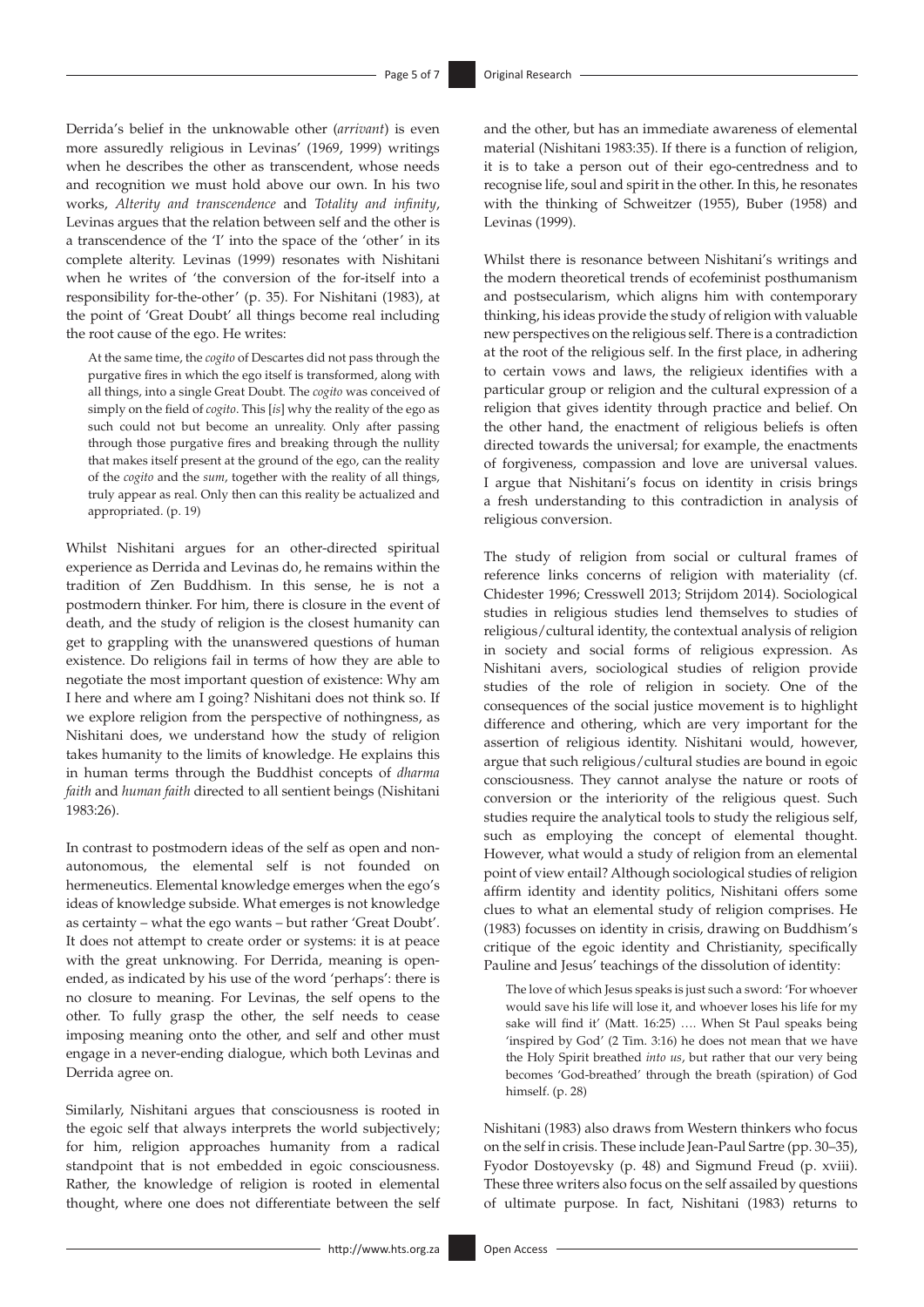Derrida's belief in the unknowable other (*arrivant*) is even more assuredly religious in Levinas' (1969, 1999) writings when he describes the other as transcendent, whose needs and recognition we must hold above our own. In his two works, *Alterity and transcendence* and *Totality and infinity*, Levinas argues that the relation between self and the other is a transcendence of the 'I' into the space of the 'other' in its complete alterity. Levinas (1999) resonates with Nishitani when he writes of 'the conversion of the for-itself into a responsibility for-the-other' (p. 35). For Nishitani (1983), at the point of 'Great Doubt' all things become real including the root cause of the ego. He writes:

> At the same time, the *cogito* of Descartes did not pass through the purgative fires in which the ego itself is transformed, along with all things, into a single Great Doubt. The *cogito* was conceived of simply on the field of *cogito*. This [*is*] why the reality of the ego as such could not but become an unreality. Only after passing through those purgative fires and breaking through the nullity that makes itself present at the ground of the ego, can the reality of the *cogito* and the *sum*, together with the reality of all things, truly appear as real. Only then can this reality be actualized and appropriated. (p. 19)

Whilst Nishitani argues for an other-directed spiritual experience as Derrida and Levinas do, he remains within the tradition of Zen Buddhism. In this sense, he is not a postmodern thinker. For him, there is closure in the event of death, and the study of religion is the closest humanity can get to grappling with the unanswered questions of human existence. Do religions fail in terms of how they are able to negotiate the most important question of existence: Why am I here and where am I going? Nishitani does not think so. If we explore religion from the perspective of nothingness, as Nishitani does, we understand how the study of religion takes humanity to the limits of knowledge. He explains this in human terms through the Buddhist concepts of *dharma faith* and *human faith* directed to all sentient beings (Nishitani 1983:26).

In contrast to postmodern ideas of the self as open and non-autonomous, the elemental self is not founded on hermeneutics. Elemental knowledge emerges when the ego's ideas of knowledge subside. What emerges is not knowledge as certainty – what the ego wants – but rather 'Great Doubt'. It does not attempt to create order or systems: it is at peace with the great unknowing. For Derrida, meaning is open-ended, as indicated by his use of the word 'perhaps': there is no closure to meaning. For Levinas, the self opens to the other. To fully grasp the other, the self needs to cease imposing meaning onto the other, and self and other must engage in a never-ending dialogue, which both Levinas and Derrida agree on.

Similarly, Nishitani argues that consciousness is rooted in the egoic self that always interprets the world subjectively; for him, religion approaches humanity from a radical standpoint that is not embedded in egoic consciousness. Rather, the knowledge of religion is rooted in elemental thought, where one does not differentiate between the self and the other, but has an immediate awareness of elemental material (Nishitani 1983:35). If there is a function of religion, it is to take a person out of their ego-centredness and to recognise life, soul and spirit in the other. In this, he resonates with the thinking of Schweitzer (1955), Buber (1958) and Levinas (1999).

Whilst there is resonance between Nishitani's writings and the modern theoretical trends of ecofeminist posthumanism and postsecularism, which aligns him with contemporary thinking, his ideas provide the study of religion with valuable new perspectives on the religious self. There is a contradiction at the root of the religious self. In the first place, in adhering to certain vows and laws, the religieux identifies with a particular group or religion and the cultural expression of a religion that gives identity through practice and belief. On the other hand, the enactment of religious beliefs is often directed towards the universal; for example, the enactments of forgiveness, compassion and love are universal values. I argue that Nishitani's focus on identity in crisis brings a fresh understanding to this contradiction in analysis of religious conversion.

The study of religion from social or cultural frames of reference links concerns of religion with materiality (cf. Chidester 1996; Cresswell 2013; Strijdom 2014). Sociological studies in religious studies lend themselves to studies of religious/cultural identity, the contextual analysis of religion in society and social forms of religious expression. As Nishitani avers, sociological studies of religion provide studies of the role of religion in society. One of the consequences of the social justice movement is to highlight difference and othering, which are very important for the assertion of religious identity. Nishitani would, however, argue that such religious/cultural studies are bound in egoic consciousness. They cannot analyse the nature or roots of conversion or the interiority of the religious quest. Such studies require the analytical tools to study the religious self, such as employing the concept of elemental thought. However, what would a study of religion from an elemental point of view entail? Although sociological studies of religion affirm identity and identity politics, Nishitani offers some clues to what an elemental study of religion comprises. He (1983) focusses on identity in crisis, drawing on Buddhism's critique of the egoic identity and Christianity, specifically Pauline and Jesus' teachings of the dissolution of identity:

> The love of which Jesus speaks is just such a sword: 'For whoever would save his life will lose it, and whoever loses his life for my sake will find it' (Matt. 16:25) …. When St Paul speaks being 'inspired by God' (2 Tim. 3:16) he does not mean that we have the Holy Spirit breathed *into us*, but rather that our very being becomes 'God-breathed' through the breath (spiration) of God himself. (p. 28)

Nishitani (1983) also draws from Western thinkers who focus on the self in crisis. These include Jean-Paul Sartre (pp. 30–35), Fyodor Dostoyevsky (p. 48) and Sigmund Freud (p. xviii). These three writers also focus on the self assailed by questions of ultimate purpose. In fact, Nishitani (1983) returns to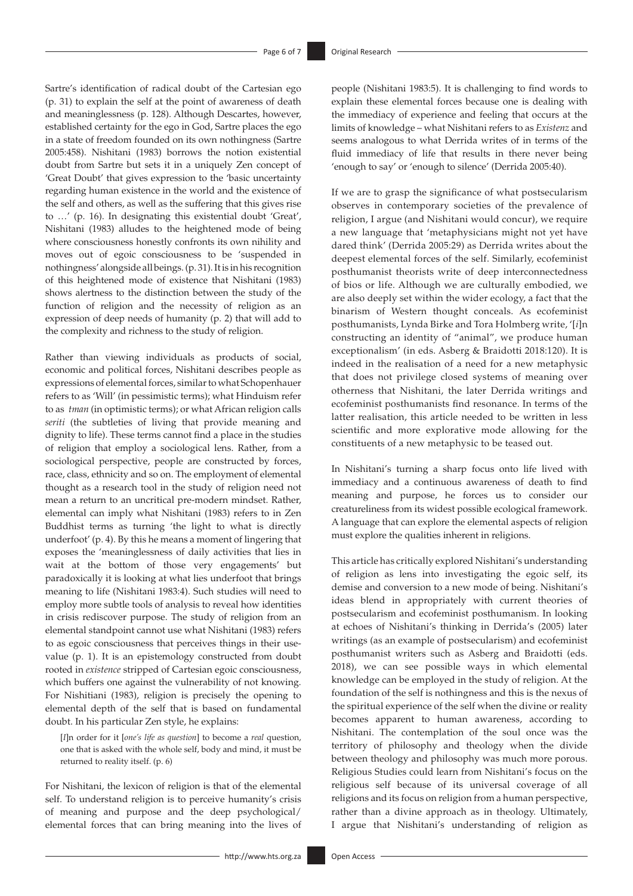Sartre's identification of radical doubt of the Cartesian ego (p. 31) to explain the self at the point of awareness of death and meaninglessness (p. 128). Although Descartes, however, established certainty for the ego in God, Sartre places the ego in a state of freedom founded on its own nothingness (Sartre 2005:458). Nishitani (1983) borrows the notion existential doubt from Sartre but sets it in a uniquely Zen concept of 'Great Doubt' that gives expression to the 'basic uncertainty regarding human existence in the world and the existence of the self and others, as well as the suffering that this gives rise to …' (p. 16). In designating this existential doubt 'Great', Nishitani (1983) alludes to the heightened mode of being where consciousness honestly confronts its own nihility and moves out of egoic consciousness to be 'suspended in nothingness' alongside all beings. (p. 31). It is in his recognition of this heightened mode of existence that Nishitani (1983) shows alertness to the distinction between the study of the function of religion and the necessity of religion as an expression of deep needs of humanity (p. 2) that will add to the complexity and richness to the study of religion.

Rather than viewing individuals as products of social, economic and political forces, Nishitani describes people as expressions of elemental forces, similar to what Schopenhauer refers to as 'Will' (in pessimistic terms); what Hinduism refer to as *tman* (in optimistic terms); or what African religion calls *seriti* (the subtleties of living that provide meaning and dignity to life). These terms cannot find a place in the studies of religion that employ a sociological lens. Rather, from a sociological perspective, people are constructed by forces, race, class, ethnicity and so on. The employment of elemental thought as a research tool in the study of religion need not mean a return to an uncritical pre-modern mindset. Rather, elemental can imply what Nishitani (1983) refers to in Zen Buddhist terms as turning 'the light to what is directly underfoot' (p. 4). By this he means a moment of lingering that exposes the 'meaninglessness of daily activities that lies in wait at the bottom of those very engagements' but paradoxically it is looking at what lies underfoot that brings meaning to life (Nishitani 1983:4). Such studies will need to employ more subtle tools of analysis to reveal how identities in crisis rediscover purpose. The study of religion from an elemental standpoint cannot use what Nishitani (1983) refers to as egoic consciousness that perceives things in their use-value (p. 1). It is an epistemology constructed from doubt rooted in *existence* stripped of Cartesian egoic consciousness, which buffers one against the vulnerability of not knowing. For Nishitiani (1983), religion is precisely the opening to elemental depth of the self that is based on fundamental doubt. In his particular Zen style, he explains:

> [*I*]n order for it [*one's life as question*] to become a *real* question, one that is asked with the whole self, body and mind, it must be returned to reality itself. (p. 6)

For Nishitani, the lexicon of religion is that of the elemental self. To understand religion is to perceive humanity's crisis of meaning and purpose and the deep psychological/elemental forces that can bring meaning into the lives of people (Nishitani 1983:5). It is challenging to find words to explain these elemental forces because one is dealing with the immediacy of experience and feeling that occurs at the limits of knowledge – what Nishitani refers to as *Existenz* and seems analogous to what Derrida writes of in terms of the fluid immediacy of life that results in there never being 'enough to say' or 'enough to silence' (Derrida 2005:40).

If we are to grasp the significance of what postsecularism observes in contemporary societies of the prevalence of religion, I argue (and Nishitani would concur), we require a new language that 'metaphysicians might not yet have dared think' (Derrida 2005:29) as Derrida writes about the deepest elemental forces of the self. Similarly, ecofeminist posthumanist theorists write of deep interconnectedness of bios or life. Although we are culturally embodied, we are also deeply set within the wider ecology, a fact that the binarism of Western thought conceals. As ecofeminist posthumanists, Lynda Birke and Tora Holmberg write, '[*i*]n constructing an identity of "animal", we produce human exceptionalism' (in eds. Asberg & Braidotti 2018:120). It is indeed in the realisation of a need for a new metaphysic that does not privilege closed systems of meaning over otherness that Nishitani, the later Derrida writings and ecofeminist posthumanists find resonance. In terms of the latter realisation, this article needed to be written in less scientific and more explorative mode allowing for the constituents of a new metaphysic to be teased out.

In Nishitani's turning a sharp focus onto life lived with immediacy and a continuous awareness of death to find meaning and purpose, he forces us to consider our creatureliness from its widest possible ecological framework. A language that can explore the elemental aspects of religion must explore the qualities inherent in religions.

This article has critically explored Nishitani's understanding of religion as lens into investigating the egoic self, its demise and conversion to a new mode of being. Nishitani's ideas blend in appropriately with current theories of postsecularism and ecofeminist posthumanism. In looking at echoes of Nishitani's thinking in Derrida's (2005) later writings (as an example of postsecularism) and ecofeminist posthumanist writers such as Asberg and Braidotti (eds. 2018), we can see possible ways in which elemental knowledge can be employed in the study of religion. At the foundation of the self is nothingness and this is the nexus of the spiritual experience of the self when the divine or reality becomes apparent to human awareness, according to Nishitani. The contemplation of the soul once was the territory of philosophy and theology when the divide between theology and philosophy was much more porous. Religious Studies could learn from Nishitani's focus on the religious self because of its universal coverage of all religions and its focus on religion from a human perspective, rather than a divine approach as in theology. Ultimately, I argue that Nishitani's understanding of religion as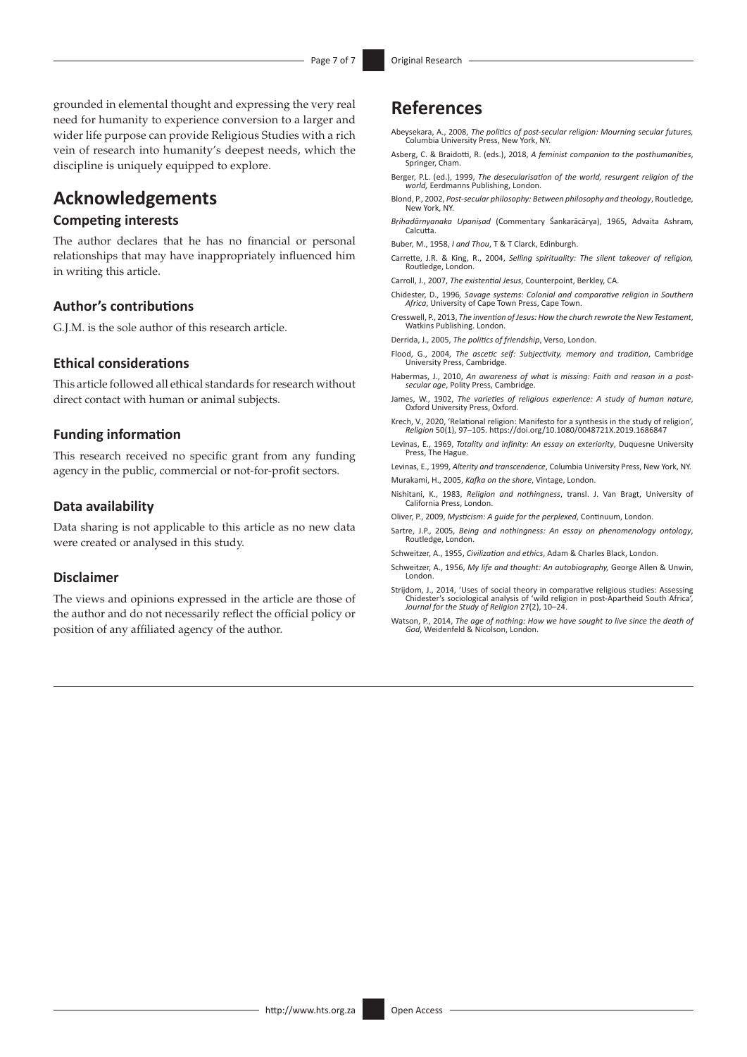grounded in elemental thought and expressing the very real need for humanity to experience conversion to a larger and wider life purpose can provide Religious Studies with a rich vein of research into humanity's deepest needs, which the discipline is uniquely equipped to explore.

## Acknowledgements

### Competing interests

The author declares that he has no financial or personal relationships that may have inappropriately influenced him in writing this article.

### Author's contributions

G.J.M. is the sole author of this research article.

### Ethical considerations

This article followed all ethical standards for research without direct contact with human or animal subjects.

### Funding information

This research received no specific grant from any funding agency in the public, commercial or not-for-profit sectors.

### Data availability

Data sharing is not applicable to this article as no new data were created or analysed in this study.

### Disclaimer

The views and opinions expressed in the article are those of the author and do not necessarily reflect the official policy or position of any affiliated agency of the author.

## References

Abeysekara, A., 2008, *The politics of post-secular religion: Mourning secular futures,* Columbia University Press, New York, NY.

Asberg, C. & Braidotti, R. (eds.), 2018, *A feminist companion to the posthumanities*, Springer, Cham.

Berger, P.L. (ed.), 1999, *The desecularisation of the world, resurgent religion of the world,* Eerdmanns Publishing, London.

Blond, P., 2002, *Post-secular philosophy: Between philosophy and theology*, Routledge, New York, NY.

*Bṛihadārnyanaka Upaniṣad* (Commentary Śankarācārya), 1965, Advaita Ashram, Calcutta.

Buber, M., 1958, *I and Thou*, T & T Clarck, Edinburgh.

Carrette, J.R. & King, R., 2004, *Selling spirituality: The silent takeover of religion,* Routledge, London.

Carroll, J., 2007, *The existential Jesus*, Counterpoint, Berkley, CA.

Chidester, D., 1996, *Savage systems: Colonial and comparative religion in Southern Africa*, University of Cape Town Press, Cape Town.

Cresswell, P., 2013, *The invention of Jesus: How the church rewrote the New Testament*, Watkins Publishing. London.

Derrida, J., 2005, *The politics of friendship*, Verso, London.

Flood, G., 2004, *The ascetic self: Subjectivity, memory and tradition*, Cambridge University Press, Cambridge.

Habermas, J., 2010, *An awareness of what is missing: Faith and reason in a post-secular age*, Polity Press, Cambridge.

James, W., 1902, *The varieties of religious experience: A study of human nature*, Oxford University Press, Oxford.

Krech, V., 2020, 'Relational religion: Manifesto for a synthesis in the study of religion', *Religion* 50(1), 97–105. https://doi.org/10.1080/0048721X.2019.1686847

Levinas, E., 1969, *Totality and infinity: An essay on exteriority*, Duquesne University Press, The Hague.

Levinas, E., 1999, *Alterity and transcendence*, Columbia University Press, New York, NY.

Murakami, H., 2005, *Kafka on the shore*, Vintage, London.

Nishitani, K., 1983, *Religion and nothingness*, transl. J. Van Bragt, University of California Press, London.

Oliver, P., 2009, *Mysticism: A guide for the perplexed*, Continuum, London.

Sartre, J.P., 2005, *Being and nothingness: An essay on phenomenology ontology*, Routledge, London.

Schweitzer, A., 1955, *Civilization and ethics*, Adam & Charles Black, London.

Schweitzer, A., 1956, *My life and thought: An autobiography,* George Allen & Unwin, London.

Strijdom, J., 2014, 'Uses of social theory in comparative religious studies: Assessing Chidester's sociological analysis of 'wild religion in post-Apartheid South Africa', *Journal for the Study of Religion* 27(2), 10–24.

Watson, P., 2014, *The age of nothing: How we have sought to live since the death of God*, Weidenfeld & Nicolson, London.